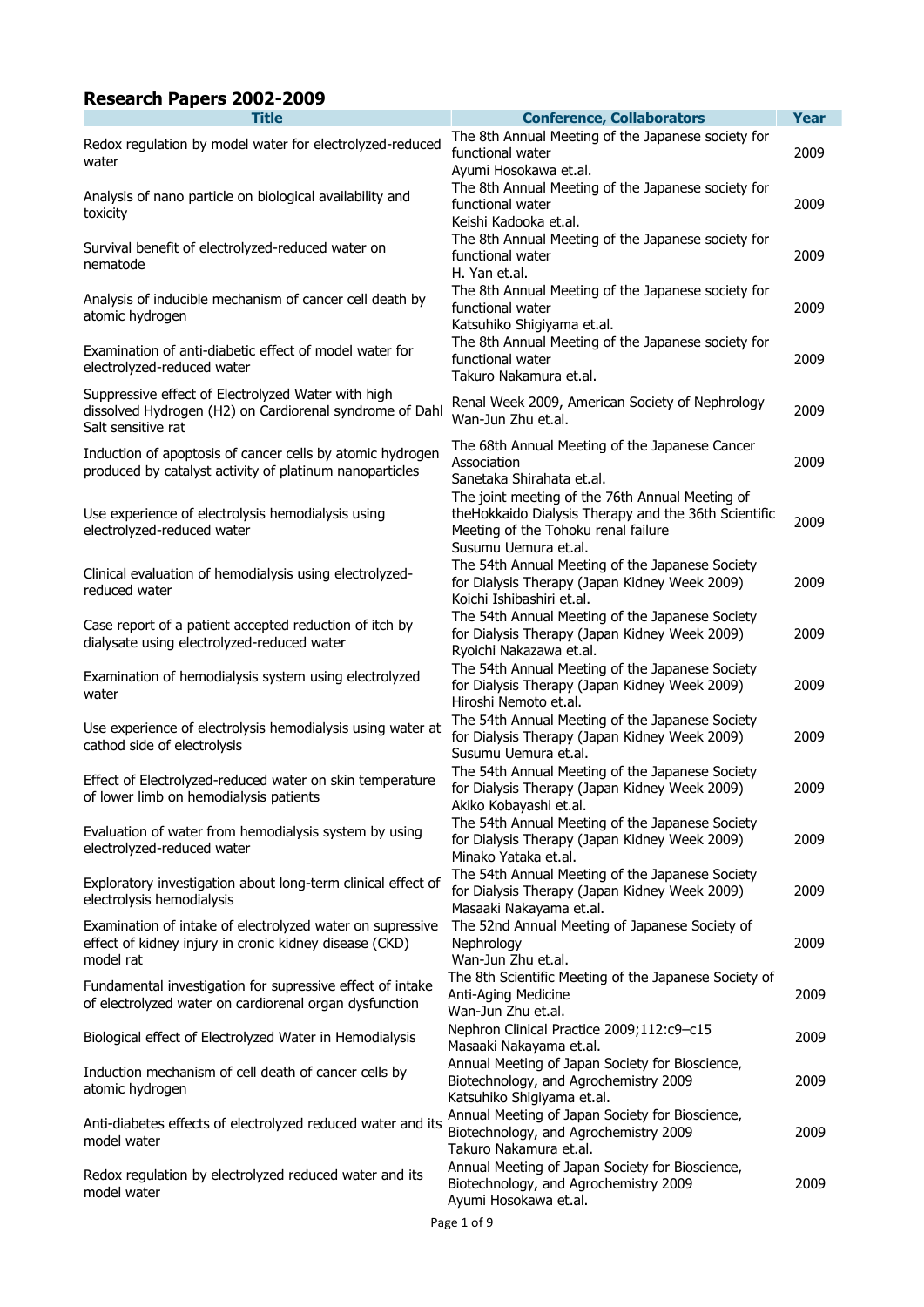## Research Papers 2002-2009

| Title | Conference, Collaborators | Year |
|---|---|---|
| Redox regulation by model water for electrolyzed-reduced water | The 8th Annual Meeting of the Japanese society for functional water<br>Ayumi Hosokawa et.al. | 2009 |
| Analysis of nano particle on biological availability and toxicity | The 8th Annual Meeting of the Japanese society for functional water<br>Keishi Kadooka et.al. | 2009 |
| Survival benefit of electrolyzed-reduced water on nematode | The 8th Annual Meeting of the Japanese society for functional water<br>H. Yan et.al. | 2009 |
| Analysis of inducible mechanism of cancer cell death by atomic hydrogen | The 8th Annual Meeting of the Japanese society for functional water<br>Katsuhiko Shigiyama et.al. | 2009 |
| Examination of anti-diabetic effect of model water for electrolyzed-reduced water | The 8th Annual Meeting of the Japanese society for functional water<br>Takuro Nakamura et.al. | 2009 |
| Suppressive effect of Electrolyzed Water with high dissolved Hydrogen (H2) on Cardiorenal syndrome of Dahl Salt sensitive rat | Renal Week 2009, American Society of Nephrology<br>Wan-Jun Zhu et.al. | 2009 |
| Induction of apoptosis of cancer cells by atomic hydrogen produced by catalyst activity of platinum nanoparticles | The 68th Annual Meeting of the Japanese Cancer Association<br>Sanetaka Shirahata et.al. | 2009 |
| Use experience of electrolysis hemodialysis using electrolyzed-reduced water | The joint meeting of the 76th Annual Meeting of theHokkaido Dialysis Therapy and the 36th Scientific Meeting of the Tohoku renal failure<br>Susumu Uemura et.al. | 2009 |
| Clinical evaluation of hemodialysis using electrolyzed-reduced water | The 54th Annual Meeting of the Japanese Society for Dialysis Therapy (Japan Kidney Week 2009)<br>Koichi Ishibashiri et.al. | 2009 |
| Case report of a patient accepted reduction of itch by dialysate using electrolyzed-reduced water | The 54th Annual Meeting of the Japanese Society for Dialysis Therapy (Japan Kidney Week 2009)<br>Ryoichi Nakazawa et.al. | 2009 |
| Examination of hemodialysis system using electrolyzed water | The 54th Annual Meeting of the Japanese Society for Dialysis Therapy (Japan Kidney Week 2009)<br>Hiroshi Nemoto et.al. | 2009 |
| Use experience of electrolysis hemodialysis using water at cathod side of electrolysis | The 54th Annual Meeting of the Japanese Society for Dialysis Therapy (Japan Kidney Week 2009)<br>Susumu Uemura et.al. | 2009 |
| Effect of Electrolyzed-reduced water on skin temperature of lower limb on hemodialysis patients | The 54th Annual Meeting of the Japanese Society for Dialysis Therapy (Japan Kidney Week 2009)<br>Akiko Kobayashi et.al. | 2009 |
| Evaluation of water from hemodialysis system by using electrolyzed-reduced water | The 54th Annual Meeting of the Japanese Society for Dialysis Therapy (Japan Kidney Week 2009)<br>Minako Yataka et.al. | 2009 |
| Exploratory investigation about long-term clinical effect of electrolysis hemodialysis | The 54th Annual Meeting of the Japanese Society for Dialysis Therapy (Japan Kidney Week 2009)<br>Masaaki Nakayama et.al. | 2009 |
| Examination of intake of electrolyzed water on supressive effect of kidney injury in cronic kidney disease (CKD) model rat | The 52nd Annual Meeting of Japanese Society of Nephrology<br>Wan-Jun Zhu et.al. | 2009 |
| Fundamental investigation for supressive effect of intake of electrolyzed water on cardiorenal organ dysfunction | The 8th Scientific Meeting of the Japanese Society of Anti-Aging Medicine<br>Wan-Jun Zhu et.al. | 2009 |
| Biological effect of Electrolyzed Water in Hemodialysis | Nephron Clinical Practice 2009;112:c9–c15<br>Masaaki Nakayama et.al. | 2009 |
| Induction mechanism of cell death of cancer cells by atomic hydrogen | Annual Meeting of Japan Society for Bioscience, Biotechnology, and Agrochemistry 2009<br>Katsuhiko Shigiyama et.al. | 2009 |
| Anti-diabetes effects of electrolyzed reduced water and its model water | Annual Meeting of Japan Society for Bioscience, Biotechnology, and Agrochemistry 2009<br>Takuro Nakamura et.al. | 2009 |
| Redox regulation by electrolyzed reduced water and its model water | Annual Meeting of Japan Society for Bioscience, Biotechnology, and Agrochemistry 2009<br>Ayumi Hosokawa et.al. | 2009 |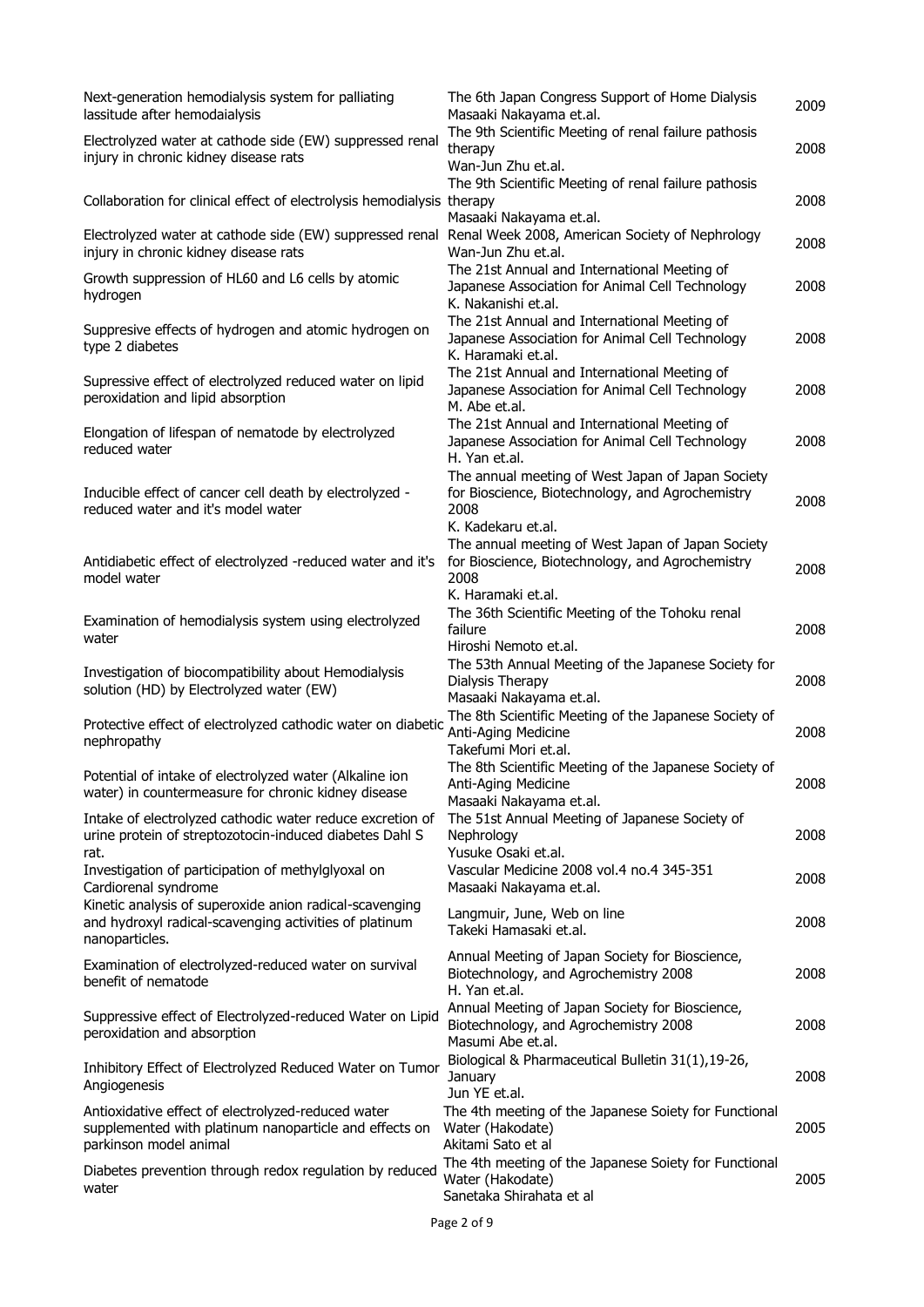| | | |
|---|---|---|
| Next-generation hemodialysis system for palliating lassitude after hemodaialysis | The 6th Japan Congress Support of Home Dialysis<br>Masaaki Nakayama et.al. | 2009 |
| Electrolyzed water at cathode side (EW) suppressed renal injury in chronic kidney disease rats | The 9th Scientific Meeting of renal failure pathosis therapy<br>Wan-Jun Zhu et.al. | 2008 |
| Collaboration for clinical effect of electrolysis hemodialysis | The 9th Scientific Meeting of renal failure pathosis therapy<br>Masaaki Nakayama et.al. | 2008 |
| Electrolyzed water at cathode side (EW) suppressed renal injury in chronic kidney disease rats | Renal Week 2008, American Society of Nephrology<br>Wan-Jun Zhu et.al. | 2008 |
| Growth suppression of HL60 and L6 cells by atomic hydrogen | The 21st Annual and International Meeting of Japanese Association for Animal Cell Technology<br>K. Nakanishi et.al. | 2008 |
| Suppresive effects of hydrogen and atomic hydrogen on type 2 diabetes | The 21st Annual and International Meeting of Japanese Association for Animal Cell Technology<br>K. Haramaki et.al. | 2008 |
| Supressive effect of electrolyzed reduced water on lipid peroxidation and lipid absorption | The 21st Annual and International Meeting of Japanese Association for Animal Cell Technology<br>M. Abe et.al. | 2008 |
| Elongation of lifespan of nematode by electrolyzed reduced water | The 21st Annual and International Meeting of Japanese Association for Animal Cell Technology<br>H. Yan et.al. | 2008 |
| Inducible effect of cancer cell death by electrolyzed - reduced water and it's model water | The annual meeting of West Japan of Japan Society for Bioscience, Biotechnology, and Agrochemistry 2008<br>K. Kadekaru et.al. | 2008 |
| Antidiabetic effect of electrolyzed -reduced water and it's model water | The annual meeting of West Japan of Japan Society for Bioscience, Biotechnology, and Agrochemistry 2008<br>K. Haramaki et.al. | 2008 |
| Examination of hemodialysis system using electrolyzed water | The 36th Scientific Meeting of the Tohoku renal failure<br>Hiroshi Nemoto et.al. | 2008 |
| Investigation of biocompatibility about Hemodialysis solution (HD) by Electrolyzed water (EW) | The 53th Annual Meeting of the Japanese Society for Dialysis Therapy<br>Masaaki Nakayama et.al. | 2008 |
| Protective effect of electrolyzed cathodic water on diabetic nephropathy | The 8th Scientific Meeting of the Japanese Society of Anti-Aging Medicine<br>Takefumi Mori et.al. | 2008 |
| Potential of intake of electrolyzed water (Alkaline ion water) in countermeasure for chronic kidney disease | The 8th Scientific Meeting of the Japanese Society of Anti-Aging Medicine<br>Masaaki Nakayama et.al. | 2008 |
| Intake of electrolyzed cathodic water reduce excretion of urine protein of streptozotocin-induced diabetes Dahl S rat. | The 51st Annual Meeting of Japanese Society of Nephrology<br>Yusuke Osaki et.al. | 2008 |
| Investigation of participation of methylglyoxal on Cardiorenal syndrome | Vascular Medicine 2008 vol.4 no.4 345-351<br>Masaaki Nakayama et.al. | 2008 |
| Kinetic analysis of superoxide anion radical-scavenging and hydroxyl radical-scavenging activities of platinum nanoparticles. | Langmuir, June, Web on line<br>Takeki Hamasaki et.al. | 2008 |
| Examination of electrolyzed-reduced water on survival benefit of nematode | Annual Meeting of Japan Society for Bioscience, Biotechnology, and Agrochemistry 2008<br>H. Yan et.al. | 2008 |
| Suppressive effect of Electrolyzed-reduced Water on Lipid peroxidation and absorption | Annual Meeting of Japan Society for Bioscience, Biotechnology, and Agrochemistry 2008<br>Masumi Abe et.al. | 2008 |
| Inhibitory Effect of Electrolyzed Reduced Water on Tumor Angiogenesis | Biological & Pharmaceutical Bulletin 31(1),19-26, January<br>Jun YE et.al. | 2008 |
| Antioxidative effect of electrolyzed-reduced water supplemented with platinum nanoparticle and effects on parkinson model animal | The 4th meeting of the Japanese Soiety for Functional Water (Hakodate)<br>Akitami Sato et al | 2005 |
| Diabetes prevention through redox regulation by reduced water | The 4th meeting of the Japanese Soiety for Functional Water (Hakodate)<br>Sanetaka Shirahata et al | 2005 |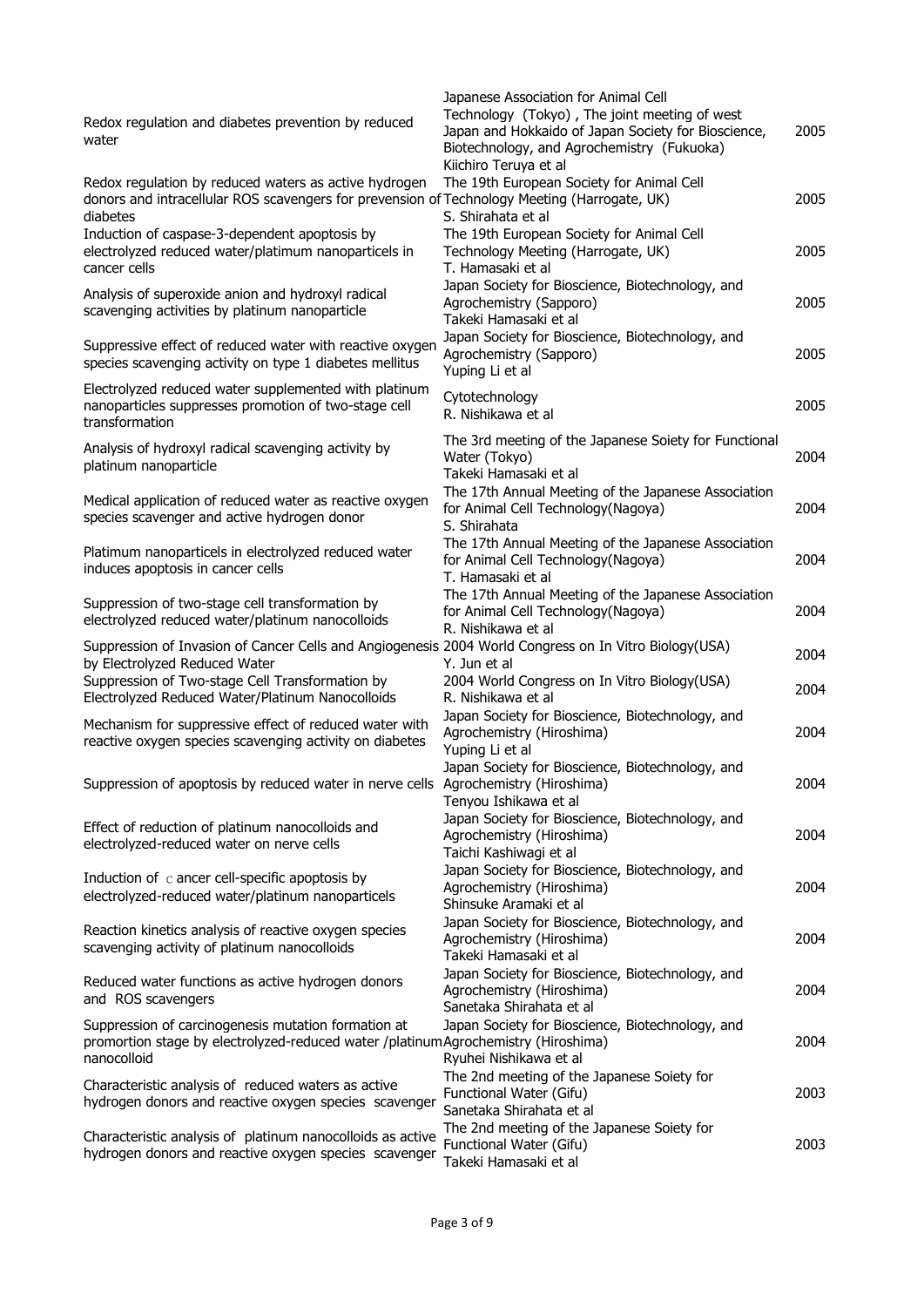| | | |
|---|---|---|
| Redox regulation and diabetes prevention by reduced water | Japanese Association for Animal Cell Technology (Tokyo) , The joint meeting of west Japan and Hokkaido of Japan Society for Bioscience, Biotechnology, and Agrochemistry (Fukuoka) Kiichiro Teruya et al | 2005 |
| Redox regulation by reduced waters as active hydrogen donors and intracellular ROS scavengers for prevension of diabetes | The 19th European Society for Animal Cell Technology Meeting (Harrogate, UK) S. Shirahata et al | 2005 |
| Induction of caspase-3-dependent apoptosis by electrolyzed reduced water/platimum nanoparticels in cancer cells | The 19th European Society for Animal Cell Technology Meeting (Harrogate, UK) T. Hamasaki et al | 2005 |
| Analysis of superoxide anion and hydroxyl radical scavenging activities by platinum nanoparticle | Japan Society for Bioscience, Biotechnology, and Agrochemistry (Sapporo) Takeki Hamasaki et al | 2005 |
| Suppressive effect of reduced water with reactive oxygen species scavenging activity on type 1 diabetes mellitus | Japan Society for Bioscience, Biotechnology, and Agrochemistry (Sapporo) Yuping Li et al | 2005 |
| Electrolyzed reduced water supplemented with platinum nanoparticles suppresses promotion of two-stage cell transformation | Cytotechnology R. Nishikawa et al | 2005 |
| Analysis of hydroxyl radical scavenging activity by platinum nanoparticle | The 3rd meeting of the Japanese Soiety for Functional Water (Tokyo) Takeki Hamasaki et al | 2004 |
| Medical application of reduced water as reactive oxygen species scavenger and active hydrogen donor | The 17th Annual Meeting of the Japanese Association for Animal Cell Technology(Nagoya) S. Shirahata | 2004 |
| Platimum nanoparticels in electrolyzed reduced water induces apoptosis in cancer cells | The 17th Annual Meeting of the Japanese Association for Animal Cell Technology(Nagoya) T. Hamasaki et al | 2004 |
| Suppression of two-stage cell transformation by electrolyzed reduced water/platinum nanocolloids | The 17th Annual Meeting of the Japanese Association for Animal Cell Technology(Nagoya) R. Nishikawa et al | 2004 |
| Suppression of Invasion of Cancer Cells and Angiogenesis by Electrolyzed Reduced Water | 2004 World Congress on In Vitro Biology(USA) Y. Jun et al | 2004 |
| Suppression of Two-stage Cell Transformation by Electrolyzed Reduced Water/Platinum Nanocolloids | 2004 World Congress on In Vitro Biology(USA) R. Nishikawa et al | 2004 |
| Mechanism for suppressive effect of reduced water with reactive oxygen species scavenging activity on diabetes | Japan Society for Bioscience, Biotechnology, and Agrochemistry (Hiroshima) Yuping Li et al | 2004 |
| Suppression of apoptosis by reduced water in nerve cells | Japan Society for Bioscience, Biotechnology, and Agrochemistry (Hiroshima) Tenyou Ishikawa et al | 2004 |
| Effect of reduction of platinum nanocolloids and electrolyzed-reduced water on nerve cells | Japan Society for Bioscience, Biotechnology, and Agrochemistry (Hiroshima) Taichi Kashiwagi et al | 2004 |
| Induction of ｃancer cell-specific apoptosis by electrolyzed-reduced water/platinum nanoparticels | Japan Society for Bioscience, Biotechnology, and Agrochemistry (Hiroshima) Shinsuke Aramaki et al | 2004 |
| Reaction kinetics analysis of reactive oxygen species scavenging activity of platinum nanocolloids | Japan Society for Bioscience, Biotechnology, and Agrochemistry (Hiroshima) Takeki Hamasaki et al | 2004 |
| Reduced water functions as active hydrogen donors and ROS scavengers | Japan Society for Bioscience, Biotechnology, and Agrochemistry (Hiroshima) Sanetaka Shirahata et al | 2004 |
| Suppression of carcinogenesis mutation formation at promortion stage by electrolyzed-reduced water /platinum nanocolloid | Japan Society for Bioscience, Biotechnology, and Agrochemistry (Hiroshima) Ryuhei Nishikawa et al | 2004 |
| Characteristic analysis of reduced waters as active hydrogen donors and reactive oxygen species scavenger | The 2nd meeting of the Japanese Soiety for Functional Water (Gifu) Sanetaka Shirahata et al | 2003 |
| Characteristic analysis of platinum nanocolloids as active hydrogen donors and reactive oxygen species scavenger | The 2nd meeting of the Japanese Soiety for Functional Water (Gifu) Takeki Hamasaki et al | 2003 |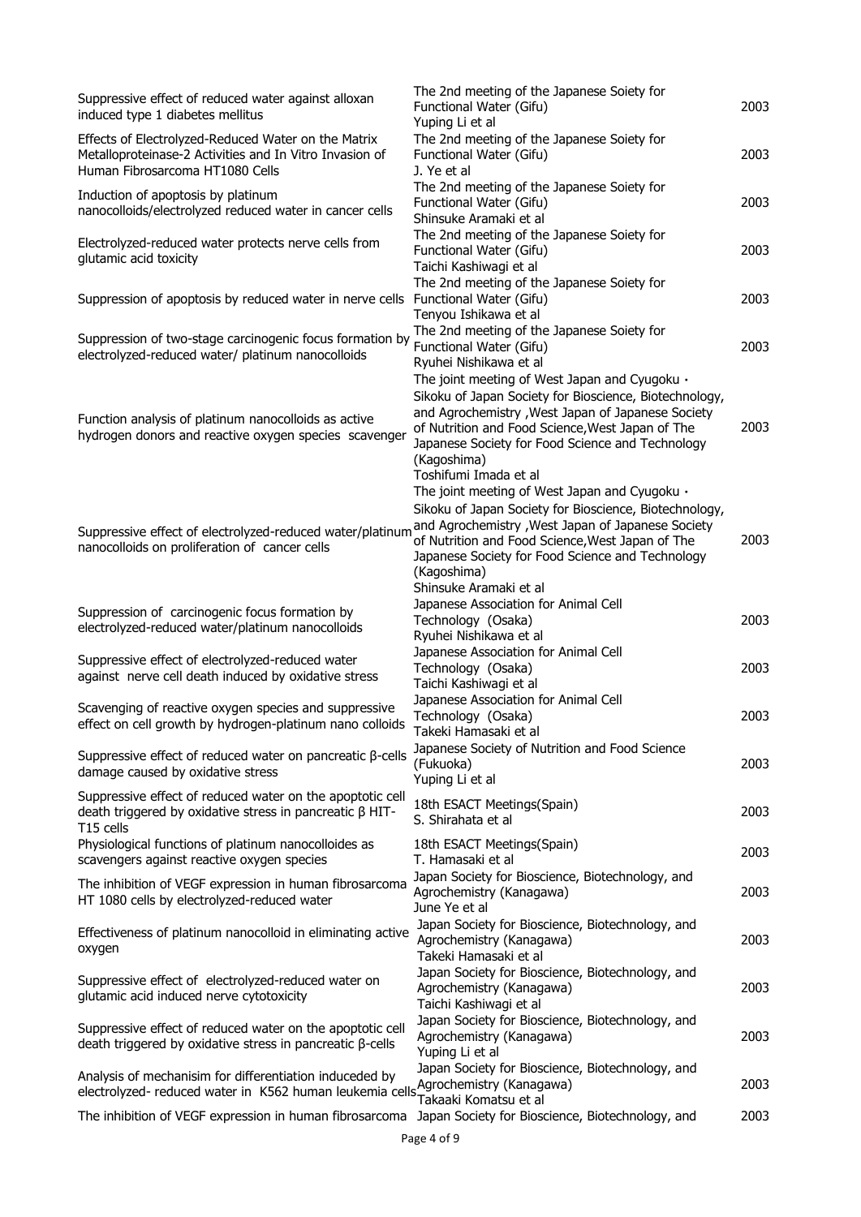| | | |
|---|---|---|
| Suppressive effect of reduced water against alloxan induced type 1 diabetes mellitus | The 2nd meeting of the Japanese Soiety for Functional Water (Gifu)<br>Yuping Li et al | 2003 |
| Effects of Electrolyzed-Reduced Water on the Matrix Metalloproteinase-2 Activities and In Vitro Invasion of Human Fibrosarcoma HT1080 Cells | The 2nd meeting of the Japanese Soiety for Functional Water (Gifu)<br>J. Ye et al | 2003 |
| Induction of apoptosis by platinum nanocolloids/electrolyzed reduced water in cancer cells | The 2nd meeting of the Japanese Soiety for Functional Water (Gifu)<br>Shinsuke Aramaki et al | 2003 |
| Electrolyzed-reduced water protects nerve cells from glutamic acid toxicity | The 2nd meeting of the Japanese Soiety for Functional Water (Gifu)<br>Taichi Kashiwagi et al | 2003 |
| Suppression of apoptosis by reduced water in nerve cells | The 2nd meeting of the Japanese Soiety for Functional Water (Gifu)<br>Tenyou Ishikawa et al | 2003 |
| Suppression of two-stage carcinogenic focus formation by electrolyzed-reduced water/ platinum nanocolloids | The 2nd meeting of the Japanese Soiety for Functional Water (Gifu)<br>Ryuhei Nishikawa et al | 2003 |
| Function analysis of platinum nanocolloids as active hydrogen donors and reactive oxygen species scavenger | The joint meeting of West Japan and Cyugoku・Sikoku of Japan Society for Bioscience, Biotechnology, and Agrochemistry ,West Japan of Japanese Society of Nutrition and Food Science,West Japan of The Japanese Society for Food Science and Technology (Kagoshima)<br>Toshifumi Imada et al | 2003 |
| Suppressive effect of electrolyzed-reduced water/platinum nanocolloids on proliferation of cancer cells | The joint meeting of West Japan and Cyugoku・Sikoku of Japan Society for Bioscience, Biotechnology, and Agrochemistry ,West Japan of Japanese Society of Nutrition and Food Science,West Japan of The Japanese Society for Food Science and Technology (Kagoshima)<br>Shinsuke Aramaki et al | 2003 |
| Suppression of carcinogenic focus formation by electrolyzed-reduced water/platinum nanocolloids | Japanese Association for Animal Cell Technology (Osaka)<br>Ryuhei Nishikawa et al | 2003 |
| Suppressive effect of electrolyzed-reduced water against nerve cell death induced by oxidative stress | Japanese Association for Animal Cell Technology (Osaka)<br>Taichi Kashiwagi et al | 2003 |
| Scavenging of reactive oxygen species and suppressive effect on cell growth by hydrogen-platinum nano colloids | Japanese Association for Animal Cell Technology (Osaka)<br>Takeki Hamasaki et al | 2003 |
| Suppressive effect of reduced water on pancreatic β-cells damage caused by oxidative stress | Japanese Society of Nutrition and Food Science (Fukuoka)<br>Yuping Li et al | 2003 |
| Suppressive effect of reduced water on the apoptotic cell death triggered by oxidative stress in pancreatic β HIT-T15 cells | 18th ESACT Meetings(Spain)<br>S. Shirahata et al | 2003 |
| Physiological functions of platinum nanocolloides as scavengers against reactive oxygen species | 18th ESACT Meetings(Spain)<br>T. Hamasaki et al | 2003 |
| The inhibition of VEGF expression in human fibrosarcoma HT 1080 cells by electrolyzed-reduced water | Japan Society for Bioscience, Biotechnology, and Agrochemistry (Kanagawa)<br>June Ye et al | 2003 |
| Effectiveness of platinum nanocolloid in eliminating active oxygen | Japan Society for Bioscience, Biotechnology, and Agrochemistry (Kanagawa)<br>Takeki Hamasaki et al | 2003 |
| Suppressive effect of electrolyzed-reduced water on glutamic acid induced nerve cytotoxicity | Japan Society for Bioscience, Biotechnology, and Agrochemistry (Kanagawa)<br>Taichi Kashiwagi et al | 2003 |
| Suppressive effect of reduced water on the apoptotic cell death triggered by oxidative stress in pancreatic β-cells | Japan Society for Bioscience, Biotechnology, and Agrochemistry (Kanagawa)<br>Yuping Li et al | 2003 |
| Analysis of mechanisim for differentiation induceded by electrolyzed- reduced water in K562 human leukemia cells | Japan Society for Bioscience, Biotechnology, and Agrochemistry (Kanagawa)<br>Takaaki Komatsu et al | 2003 |
| The inhibition of VEGF expression in human fibrosarcoma | Japan Society for Bioscience, Biotechnology, and | 2003 |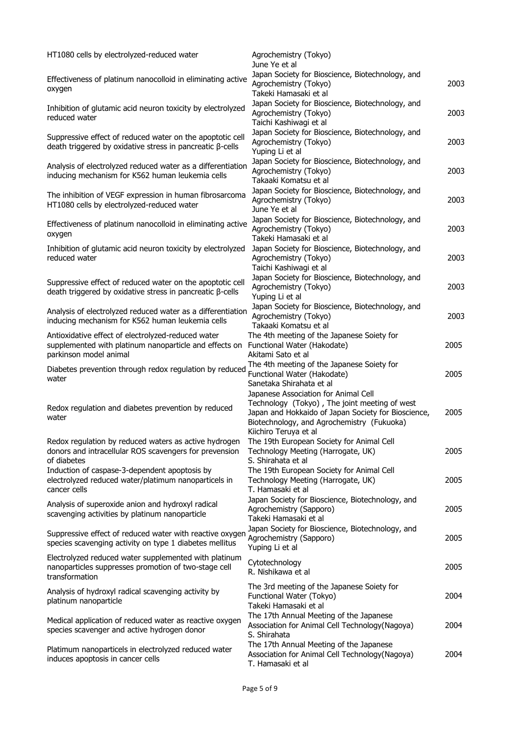| | | |
|---|---|---|
| HT1080 cells by electrolyzed-reduced water | Agrochemistry (Tokyo)<br>June Ye et al | |
| Effectiveness of platinum nanocolloid in eliminating active oxygen | Japan Society for Bioscience, Biotechnology, and Agrochemistry (Tokyo)<br>Takeki Hamasaki et al | 2003 |
| Inhibition of glutamic acid neuron toxicity by electrolyzed reduced water | Japan Society for Bioscience, Biotechnology, and Agrochemistry (Tokyo)<br>Taichi Kashiwagi et al | 2003 |
| Suppressive effect of reduced water on the apoptotic cell death triggered by oxidative stress in pancreatic β-cells | Japan Society for Bioscience, Biotechnology, and Agrochemistry (Tokyo)<br>Yuping Li et al | 2003 |
| Analysis of electrolyzed reduced water as a differentiation inducing mechanism for K562 human leukemia cells | Japan Society for Bioscience, Biotechnology, and Agrochemistry (Tokyo)<br>Takaaki Komatsu et al | 2003 |
| The inhibition of VEGF expression in human fibrosarcoma HT1080 cells by electrolyzed-reduced water | Japan Society for Bioscience, Biotechnology, and Agrochemistry (Tokyo)<br>June Ye et al | 2003 |
| Effectiveness of platinum nanocolloid in eliminating active oxygen | Japan Society for Bioscience, Biotechnology, and Agrochemistry (Tokyo)<br>Takeki Hamasaki et al | 2003 |
| Inhibition of glutamic acid neuron toxicity by electrolyzed reduced water | Japan Society for Bioscience, Biotechnology, and Agrochemistry (Tokyo)<br>Taichi Kashiwagi et al | 2003 |
| Suppressive effect of reduced water on the apoptotic cell death triggered by oxidative stress in pancreatic β-cells | Japan Society for Bioscience, Biotechnology, and Agrochemistry (Tokyo)<br>Yuping Li et al | 2003 |
| Analysis of electrolyzed reduced water as a differentiation inducing mechanism for K562 human leukemia cells | Japan Society for Bioscience, Biotechnology, and Agrochemistry (Tokyo)<br>Takaaki Komatsu et al | 2003 |
| Antioxidative effect of electrolyzed-reduced water supplemented with platinum nanoparticle and effects on parkinson model animal | The 4th meeting of the Japanese Soiety for Functional Water (Hakodate)<br>Akitami Sato et al | 2005 |
| Diabetes prevention through redox regulation by reduced water | The 4th meeting of the Japanese Soiety for Functional Water (Hakodate)<br>Sanetaka Shirahata et al | 2005 |
| Redox regulation and diabetes prevention by reduced water | Japanese Association for Animal Cell Technology (Tokyo) , The joint meeting of west Japan and Hokkaido of Japan Society for Bioscience, Biotechnology, and Agrochemistry (Fukuoka)<br>Kiichiro Teruya et al | 2005 |
| Redox regulation by reduced waters as active hydrogen donors and intracellular ROS scavengers for prevension of diabetes | The 19th European Society for Animal Cell Technology Meeting (Harrogate, UK)<br>S. Shirahata et al | 2005 |
| Induction of caspase-3-dependent apoptosis by electrolyzed reduced water/platimum nanoparticels in cancer cells | The 19th European Society for Animal Cell Technology Meeting (Harrogate, UK)<br>T. Hamasaki et al | 2005 |
| Analysis of superoxide anion and hydroxyl radical scavenging activities by platinum nanoparticle | Japan Society for Bioscience, Biotechnology, and Agrochemistry (Sapporo)<br>Takeki Hamasaki et al | 2005 |
| Suppressive effect of reduced water with reactive oxygen species scavenging activity on type 1 diabetes mellitus | Japan Society for Bioscience, Biotechnology, and Agrochemistry (Sapporo)<br>Yuping Li et al | 2005 |
| Electrolyzed reduced water supplemented with platinum nanoparticles suppresses promotion of two-stage cell transformation | Cytotechnology<br>R. Nishikawa et al | 2005 |
| Analysis of hydroxyl radical scavenging activity by platinum nanoparticle | The 3rd meeting of the Japanese Soiety for Functional Water (Tokyo)<br>Takeki Hamasaki et al | 2004 |
| Medical application of reduced water as reactive oxygen species scavenger and active hydrogen donor | The 17th Annual Meeting of the Japanese Association for Animal Cell Technology(Nagoya)<br>S. Shirahata | 2004 |
| Platimum nanoparticels in electrolyzed reduced water induces apoptosis in cancer cells | The 17th Annual Meeting of the Japanese Association for Animal Cell Technology(Nagoya)<br>T. Hamasaki et al | 2004 |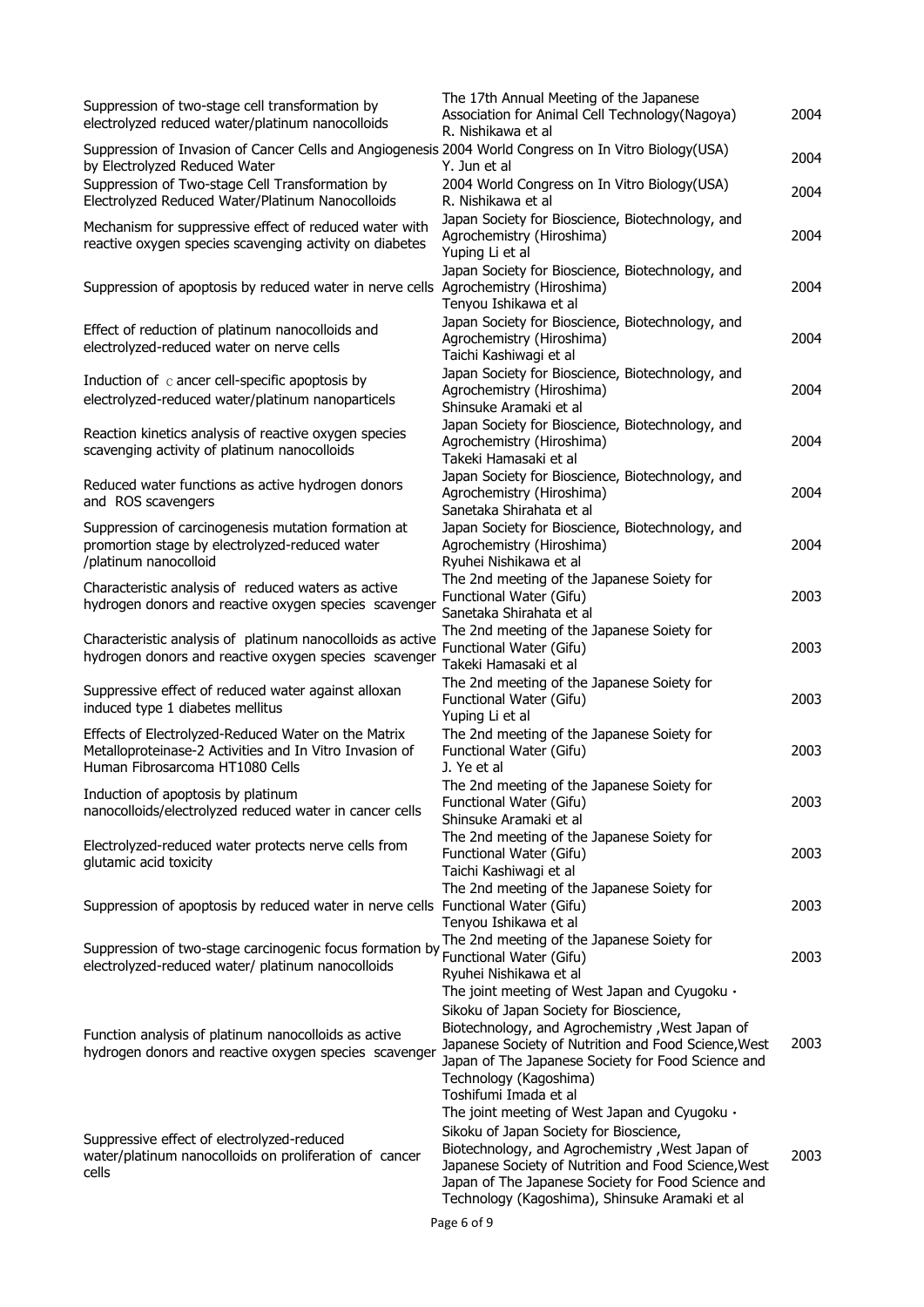| | | |
|---|---|---|
| Suppression of two-stage cell transformation by electrolyzed reduced water/platinum nanocolloids | The 17th Annual Meeting of the Japanese Association for Animal Cell Technology(Nagoya) R. Nishikawa et al | 2004 |
| Suppression of Invasion of Cancer Cells and Angiogenesis by Electrolyzed Reduced Water | 2004 World Congress on In Vitro Biology(USA) Y. Jun et al | 2004 |
| Suppression of Two-stage Cell Transformation by Electrolyzed Reduced Water/Platinum Nanocolloids | 2004 World Congress on In Vitro Biology(USA) R. Nishikawa et al | 2004 |
| Mechanism for suppressive effect of reduced water with reactive oxygen species scavenging activity on diabetes | Japan Society for Bioscience, Biotechnology, and Agrochemistry (Hiroshima) Yuping Li et al | 2004 |
| Suppression of apoptosis by reduced water in nerve cells | Japan Society for Bioscience, Biotechnology, and Agrochemistry (Hiroshima) Tenyou Ishikawa et al | 2004 |
| Effect of reduction of platinum nanocolloids and electrolyzed-reduced water on nerve cells | Japan Society for Bioscience, Biotechnology, and Agrochemistry (Hiroshima) Taichi Kashiwagi et al | 2004 |
| Induction of ｃancer cell-specific apoptosis by electrolyzed-reduced water/platinum nanoparticels | Japan Society for Bioscience, Biotechnology, and Agrochemistry (Hiroshima) Shinsuke Aramaki et al | 2004 |
| Reaction kinetics analysis of reactive oxygen species scavenging activity of platinum nanocolloids | Japan Society for Bioscience, Biotechnology, and Agrochemistry (Hiroshima) Takeki Hamasaki et al | 2004 |
| Reduced water functions as active hydrogen donors and ROS scavengers | Japan Society for Bioscience, Biotechnology, and Agrochemistry (Hiroshima) Sanetaka Shirahata et al | 2004 |
| Suppression of carcinogenesis mutation formation at promortion stage by electrolyzed-reduced water /platinum nanocolloid | Japan Society for Bioscience, Biotechnology, and Agrochemistry (Hiroshima) Ryuhei Nishikawa et al | 2004 |
| Characteristic analysis of reduced waters as active hydrogen donors and reactive oxygen species scavenger | The 2nd meeting of the Japanese Soiety for Functional Water (Gifu) Sanetaka Shirahata et al | 2003 |
| Characteristic analysis of platinum nanocolloids as active hydrogen donors and reactive oxygen species scavenger | The 2nd meeting of the Japanese Soiety for Functional Water (Gifu) Takeki Hamasaki et al | 2003 |
| Suppressive effect of reduced water against alloxan induced type 1 diabetes mellitus | The 2nd meeting of the Japanese Soiety for Functional Water (Gifu) Yuping Li et al | 2003 |
| Effects of Electrolyzed-Reduced Water on the Matrix Metalloproteinase-2 Activities and In Vitro Invasion of Human Fibrosarcoma HT1080 Cells | The 2nd meeting of the Japanese Soiety for Functional Water (Gifu) J. Ye et al | 2003 |
| Induction of apoptosis by platinum nanocolloids/electrolyzed reduced water in cancer cells | The 2nd meeting of the Japanese Soiety for Functional Water (Gifu) Shinsuke Aramaki et al | 2003 |
| Electrolyzed-reduced water protects nerve cells from glutamic acid toxicity | The 2nd meeting of the Japanese Soiety for Functional Water (Gifu) Taichi Kashiwagi et al | 2003 |
| Suppression of apoptosis by reduced water in nerve cells | The 2nd meeting of the Japanese Soiety for Functional Water (Gifu) Tenyou Ishikawa et al | 2003 |
| Suppression of two-stage carcinogenic focus formation by electrolyzed-reduced water/ platinum nanocolloids | The 2nd meeting of the Japanese Soiety for Functional Water (Gifu) Ryuhei Nishikawa et al | 2003 |
| Function analysis of platinum nanocolloids as active hydrogen donors and reactive oxygen species scavenger | The joint meeting of West Japan and Cyugoku・Sikoku of Japan Society for Bioscience, Biotechnology, and Agrochemistry ,West Japan of Japanese Society of Nutrition and Food Science,West Japan of The Japanese Society for Food Science and Technology (Kagoshima) Toshifumi Imada et al | 2003 |
| Suppressive effect of electrolyzed-reduced water/platinum nanocolloids on proliferation of cancer cells | The joint meeting of West Japan and Cyugoku・Sikoku of Japan Society for Bioscience, Biotechnology, and Agrochemistry ,West Japan of Japanese Society of Nutrition and Food Science,West Japan of The Japanese Society for Food Science and Technology (Kagoshima), Shinsuke Aramaki et al | 2003 |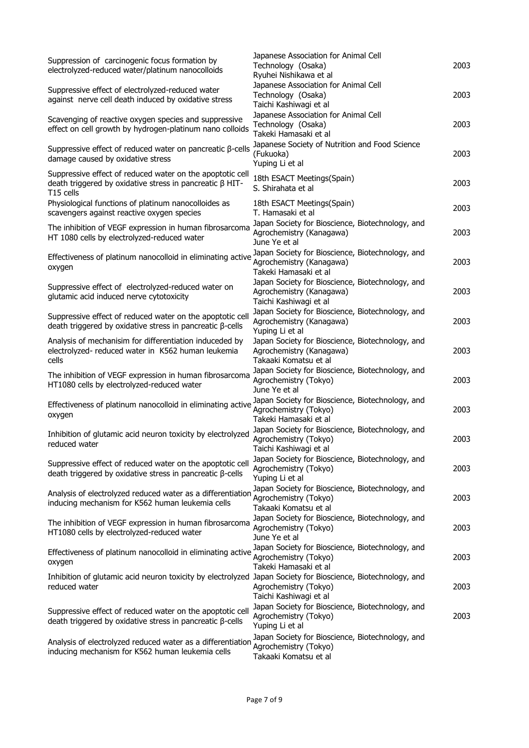| | | |
|---|---|---|
| Suppression of carcinogenic focus formation by electrolyzed-reduced water/platinum nanocolloids | Japanese Association for Animal Cell Technology (Osaka) Ryuhei Nishikawa et al | 2003 |
| Suppressive effect of electrolyzed-reduced water against nerve cell death induced by oxidative stress | Japanese Association for Animal Cell Technology (Osaka) Taichi Kashiwagi et al | 2003 |
| Scavenging of reactive oxygen species and suppressive effect on cell growth by hydrogen-platinum nano colloids | Japanese Association for Animal Cell Technology (Osaka) Takeki Hamasaki et al | 2003 |
| Suppressive effect of reduced water on pancreatic β-cells damage caused by oxidative stress | Japanese Society of Nutrition and Food Science (Fukuoka) Yuping Li et al | 2003 |
| Suppressive effect of reduced water on the apoptotic cell death triggered by oxidative stress in pancreatic β HIT-T15 cells | 18th ESACT Meetings(Spain) S. Shirahata et al | 2003 |
| Physiological functions of platinum nanocolloides as scavengers against reactive oxygen species | 18th ESACT Meetings(Spain) T. Hamasaki et al | 2003 |
| The inhibition of VEGF expression in human fibrosarcoma HT 1080 cells by electrolyzed-reduced water | Japan Society for Bioscience, Biotechnology, and Agrochemistry (Kanagawa) June Ye et al | 2003 |
| Effectiveness of platinum nanocolloid in eliminating active oxygen | Japan Society for Bioscience, Biotechnology, and Agrochemistry (Kanagawa) Takeki Hamasaki et al | 2003 |
| Suppressive effect of electrolyzed-reduced water on glutamic acid induced nerve cytotoxicity | Japan Society for Bioscience, Biotechnology, and Agrochemistry (Kanagawa) Taichi Kashiwagi et al | 2003 |
| Suppressive effect of reduced water on the apoptotic cell death triggered by oxidative stress in pancreatic β-cells | Japan Society for Bioscience, Biotechnology, and Agrochemistry (Kanagawa) Yuping Li et al | 2003 |
| Analysis of mechanisim for differentiation induceded by electrolyzed- reduced water in K562 human leukemia cells | Japan Society for Bioscience, Biotechnology, and Agrochemistry (Kanagawa) Takaaki Komatsu et al | 2003 |
| The inhibition of VEGF expression in human fibrosarcoma HT1080 cells by electrolyzed-reduced water | Japan Society for Bioscience, Biotechnology, and Agrochemistry (Tokyo) June Ye et al | 2003 |
| Effectiveness of platinum nanocolloid in eliminating active oxygen | Japan Society for Bioscience, Biotechnology, and Agrochemistry (Tokyo) Takeki Hamasaki et al | 2003 |
| Inhibition of glutamic acid neuron toxicity by electrolyzed reduced water | Japan Society for Bioscience, Biotechnology, and Agrochemistry (Tokyo) Taichi Kashiwagi et al | 2003 |
| Suppressive effect of reduced water on the apoptotic cell death triggered by oxidative stress in pancreatic β-cells | Japan Society for Bioscience, Biotechnology, and Agrochemistry (Tokyo) Yuping Li et al | 2003 |
| Analysis of electrolyzed reduced water as a differentiation inducing mechanism for K562 human leukemia cells | Japan Society for Bioscience, Biotechnology, and Agrochemistry (Tokyo) Takaaki Komatsu et al | 2003 |
| The inhibition of VEGF expression in human fibrosarcoma HT1080 cells by electrolyzed-reduced water | Japan Society for Bioscience, Biotechnology, and Agrochemistry (Tokyo) June Ye et al | 2003 |
| Effectiveness of platinum nanocolloid in eliminating active oxygen | Japan Society for Bioscience, Biotechnology, and Agrochemistry (Tokyo) Takeki Hamasaki et al | 2003 |
| Inhibition of glutamic acid neuron toxicity by electrolyzed reduced water | Japan Society for Bioscience, Biotechnology, and Agrochemistry (Tokyo) Taichi Kashiwagi et al | 2003 |
| Suppressive effect of reduced water on the apoptotic cell death triggered by oxidative stress in pancreatic β-cells | Japan Society for Bioscience, Biotechnology, and Agrochemistry (Tokyo) Yuping Li et al | 2003 |
| Analysis of electrolyzed reduced water as a differentiation inducing mechanism for K562 human leukemia cells | Japan Society for Bioscience, Biotechnology, and Agrochemistry (Tokyo) Takaaki Komatsu et al | |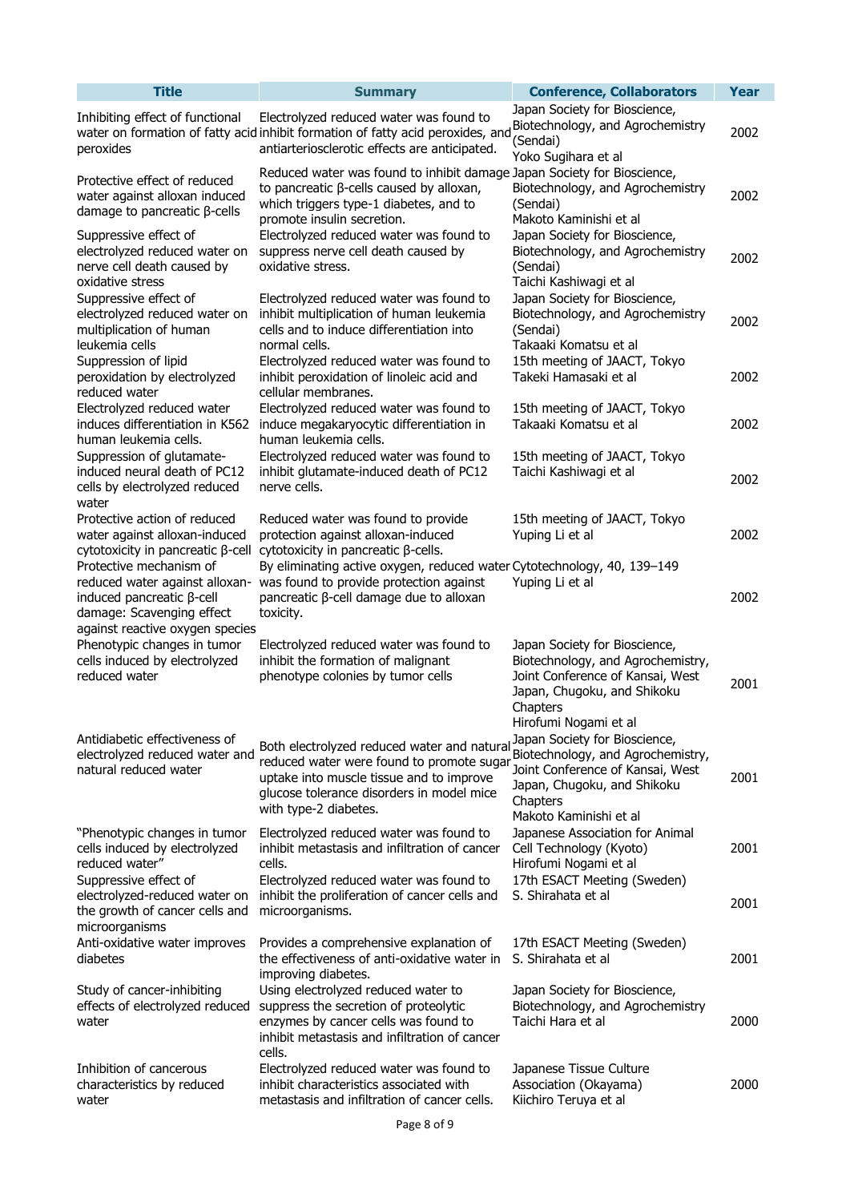| Title | Summary | Conference, Collaborators | Year |
|---|---|---|---|
| Inhibiting effect of functional water on formation of fatty acid peroxides | Electrolyzed reduced water was found to inhibit formation of fatty acid peroxides, and antiarteriosclerotic effects are anticipated. | Japan Society for Bioscience, Biotechnology, and Agrochemistry (Sendai) Yoko Sugihara et al | 2002 |
| Protective effect of reduced water against alloxan induced damage to pancreatic β-cells | Reduced water was found to inhibit damage to pancreatic β-cells caused by alloxan, which triggers type-1 diabetes, and to promote insulin secretion. | Japan Society for Bioscience, Biotechnology, and Agrochemistry (Sendai) Makoto Kaminishi et al | 2002 |
| Suppressive effect of electrolyzed reduced water on nerve cell death caused by oxidative stress | Electrolyzed reduced water was found to suppress nerve cell death caused by oxidative stress. | Japan Society for Bioscience, Biotechnology, and Agrochemistry (Sendai) Taichi Kashiwagi et al | 2002 |
| Suppressive effect of electrolyzed reduced water on multiplication of human leukemia cells | Electrolyzed reduced water was found to inhibit multiplication of human leukemia cells and to induce differentiation into normal cells. | Japan Society for Bioscience, Biotechnology, and Agrochemistry (Sendai) Takaaki Komatsu et al | 2002 |
| Suppression of lipid peroxidation by electrolyzed reduced water | Electrolyzed reduced water was found to inhibit peroxidation of linoleic acid and cellular membranes. | 15th meeting of JAACT, Tokyo Takeki Hamasaki et al | 2002 |
| Electrolyzed reduced water induces differentiation in K562 human leukemia cells. | Electrolyzed reduced water was found to induce megakaryocytic differentiation in human leukemia cells. | 15th meeting of JAACT, Tokyo Takaaki Komatsu et al | 2002 |
| Suppression of glutamate-induced neural death of PC12 cells by electrolyzed reduced water | Electrolyzed reduced water was found to inhibit glutamate-induced death of PC12 nerve cells. | 15th meeting of JAACT, Tokyo Taichi Kashiwagi et al | 2002 |
| Protective action of reduced water against alloxan-induced cytotoxicity in pancreatic β-cell | Reduced water was found to provide protection against alloxan-induced cytotoxicity in pancreatic β-cells. | 15th meeting of JAACT, Tokyo Yuping Li et al | 2002 |
| Protective mechanism of reduced water against alloxan-induced pancreatic β-cell damage: Scavenging effect against reactive oxygen species | By eliminating active oxygen, reduced water was found to provide protection against pancreatic β-cell damage due to alloxan toxicity. | Cytotechnology, 40, 139–149 Yuping Li et al | 2002 |
| Phenotypic changes in tumor cells induced by electrolyzed reduced water | Electrolyzed reduced water was found to inhibit the formation of malignant phenotype colonies by tumor cells | Japan Society for Bioscience, Biotechnology, and Agrochemistry, Joint Conference of Kansai, West Japan, Chugoku, and Shikoku Chapters Hirofumi Nogami et al | 2001 |
| Antidiabetic effectiveness of electrolyzed reduced water and natural reduced water | Both electrolyzed reduced water and natural reduced water were found to promote sugar uptake into muscle tissue and to improve glucose tolerance disorders in model mice with type-2 diabetes. | Japan Society for Bioscience, Biotechnology, and Agrochemistry, Joint Conference of Kansai, West Japan, Chugoku, and Shikoku Chapters Makoto Kaminishi et al | 2001 |
| "Phenotypic changes in tumor cells induced by electrolyzed reduced water" | Electrolyzed reduced water was found to inhibit metastasis and infiltration of cancer cells. | Japanese Association for Animal Cell Technology (Kyoto) Hirofumi Nogami et al | 2001 |
| Suppressive effect of electrolyzed-reduced water on the growth of cancer cells and microorganisms | Electrolyzed reduced water was found to inhibit the proliferation of cancer cells and microorganisms. | 17th ESACT Meeting (Sweden) S. Shirahata et al | 2001 |
| Anti-oxidative water improves diabetes | Provides a comprehensive explanation of the effectiveness of anti-oxidative water in improving diabetes. | 17th ESACT Meeting (Sweden) S. Shirahata et al | 2001 |
| Study of cancer-inhibiting effects of electrolyzed reduced water | Using electrolyzed reduced water to suppress the secretion of proteolytic enzymes by cancer cells was found to inhibit metastasis and infiltration of cancer cells. | Japan Society for Bioscience, Biotechnology, and Agrochemistry Taichi Hara et al | 2000 |
| Inhibition of cancerous characteristics by reduced water | Electrolyzed reduced water was found to inhibit characteristics associated with metastasis and infiltration of cancer cells. | Japanese Tissue Culture Association (Okayama) Kiichiro Teruya et al | 2000 |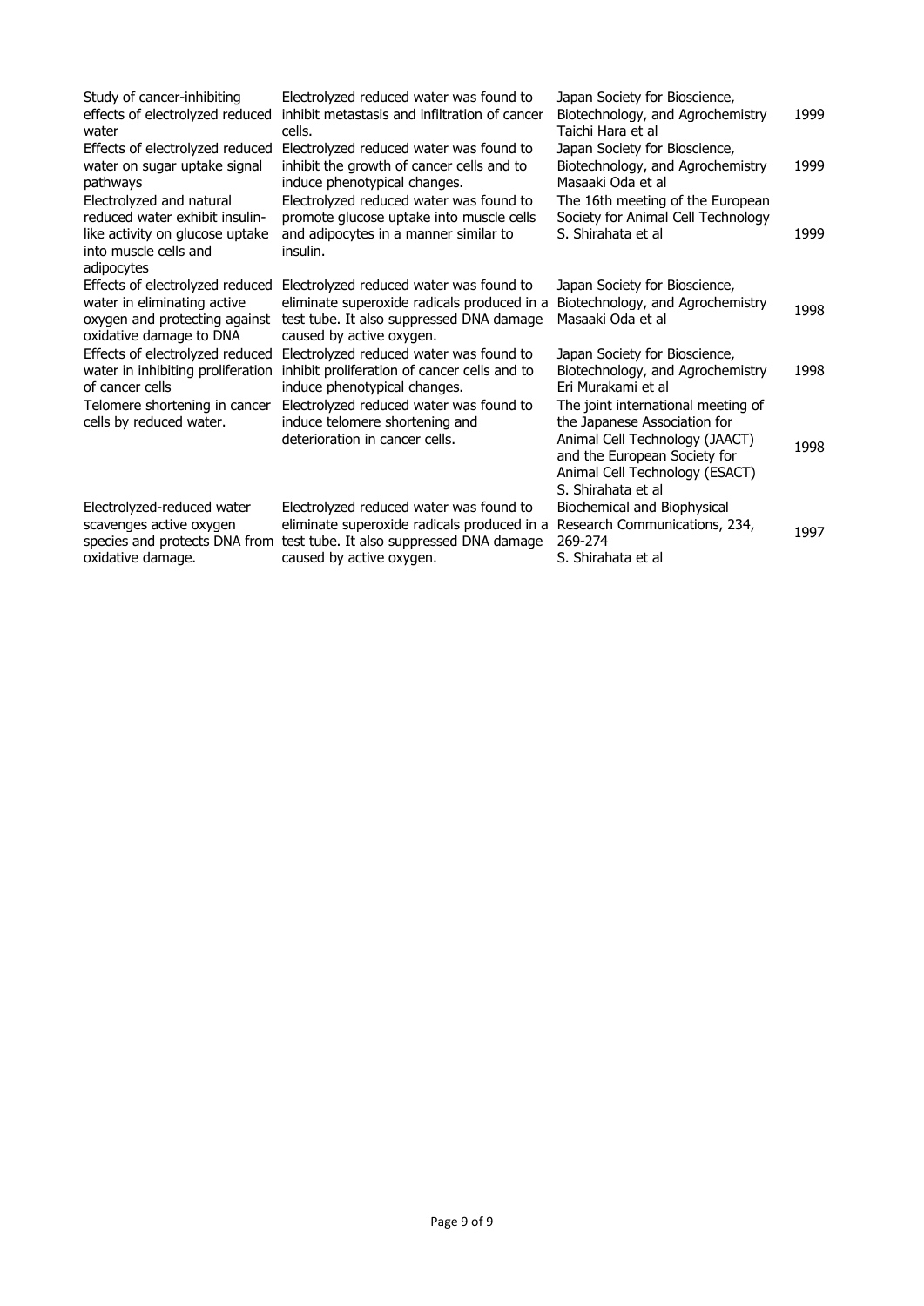| | | | |
|---|---|---|---|
| Study of cancer-inhibiting effects of electrolyzed reduced water | Electrolyzed reduced water was found to inhibit metastasis and infiltration of cancer cells. | Japan Society for Bioscience, Biotechnology, and Agrochemistry Taichi Hara et al | 1999 |
| Effects of electrolyzed reduced water on sugar uptake signal pathways | Electrolyzed reduced water was found to inhibit the growth of cancer cells and to induce phenotypical changes. | Japan Society for Bioscience, Biotechnology, and Agrochemistry Masaaki Oda et al | 1999 |
| Electrolyzed and natural reduced water exhibit insulin-like activity on glucose uptake into muscle cells and adipocytes | Electrolyzed reduced water was found to promote glucose uptake into muscle cells and adipocytes in a manner similar to insulin. | The 16th meeting of the European Society for Animal Cell Technology S. Shirahata et al | 1999 |
| Effects of electrolyzed reduced water in eliminating active oxygen and protecting against oxidative damage to DNA | Electrolyzed reduced water was found to eliminate superoxide radicals produced in a test tube. It also suppressed DNA damage caused by active oxygen. | Japan Society for Bioscience, Biotechnology, and Agrochemistry Masaaki Oda et al | 1998 |
| Effects of electrolyzed reduced water in inhibiting proliferation of cancer cells | Electrolyzed reduced water was found to inhibit proliferation of cancer cells and to induce phenotypical changes. | Japan Society for Bioscience, Biotechnology, and Agrochemistry Eri Murakami et al | 1998 |
| Telomere shortening in cancer cells by reduced water. | Electrolyzed reduced water was found to induce telomere shortening and deterioration in cancer cells. | The joint international meeting of the Japanese Association for Animal Cell Technology (JAACT) and the European Society for Animal Cell Technology (ESACT) S. Shirahata et al | 1998 |
| Electrolyzed-reduced water scavenges active oxygen species and protects DNA from oxidative damage. | Electrolyzed reduced water was found to eliminate superoxide radicals produced in a test tube. It also suppressed DNA damage caused by active oxygen. | Biochemical and Biophysical Research Communications, 234, 269-274 S. Shirahata et al | 1997 |